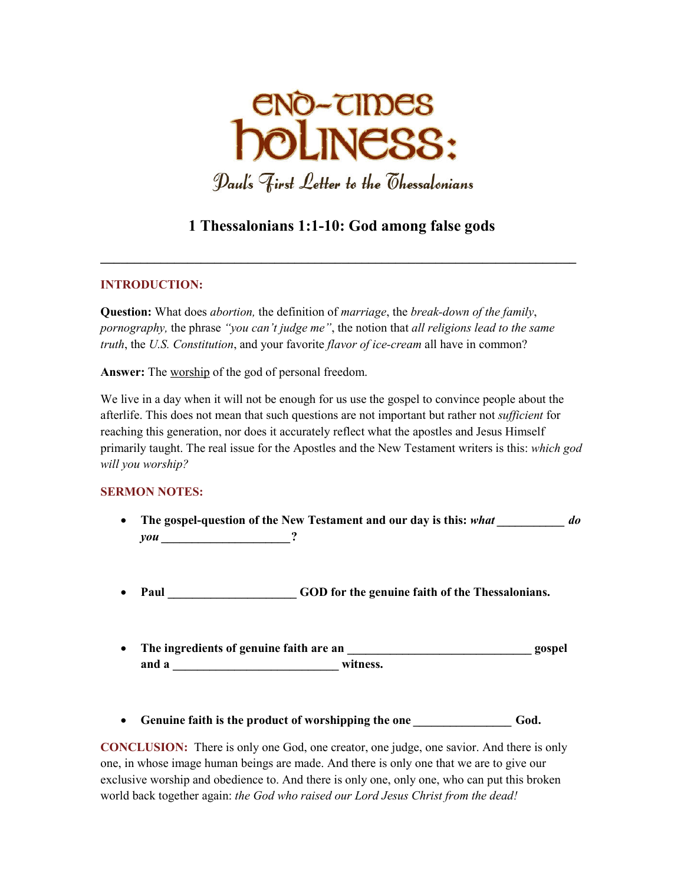# End-Times Holiness:

## Paul's First Letter to the Thessalonians

### 1 Thessalonians 1:1-10: God among false gods

---

**INTRODUCTION:**

**Question:** What does *abortion,* the definition of *marriage*, the *break-down of the family*, *pornography,* the phrase *"you can't judge me"*, the notion that *all religions lead to the same truth*, the *U.S. Constitution*, and your favorite *flavor of ice-cream* all have in common?

**Answer:** The worship of the god of personal freedom.

We live in a day when it will not be enough for us use the gospel to convince people about the afterlife. This does not mean that such questions are not important but rather not *sufficient* for reaching this generation, nor does it accurately reflect what the apostles and Jesus Himself primarily taught. The real issue for the Apostles and the New Testament writers is this: *which god will you worship?*

**SERMON NOTES:**

- **The gospel-question of the New Testament and our day is this: *what* ___________ *do you* _____________________?**

- **Paul _____________________ GOD for the genuine faith of the Thessalonians.**

- **The ingredients of genuine faith are an ______________________________ gospel and a ___________________________ witness.**

- **Genuine faith is the product of worshipping the one ________________ God.**

**CONCLUSION:** There is only one God, one creator, one judge, one savior. And there is only one, in whose image human beings are made. And there is only one that we are to give our exclusive worship and obedience to. And there is only one, only one, who can put this broken world back together again: *the God who raised our Lord Jesus Christ from the dead!*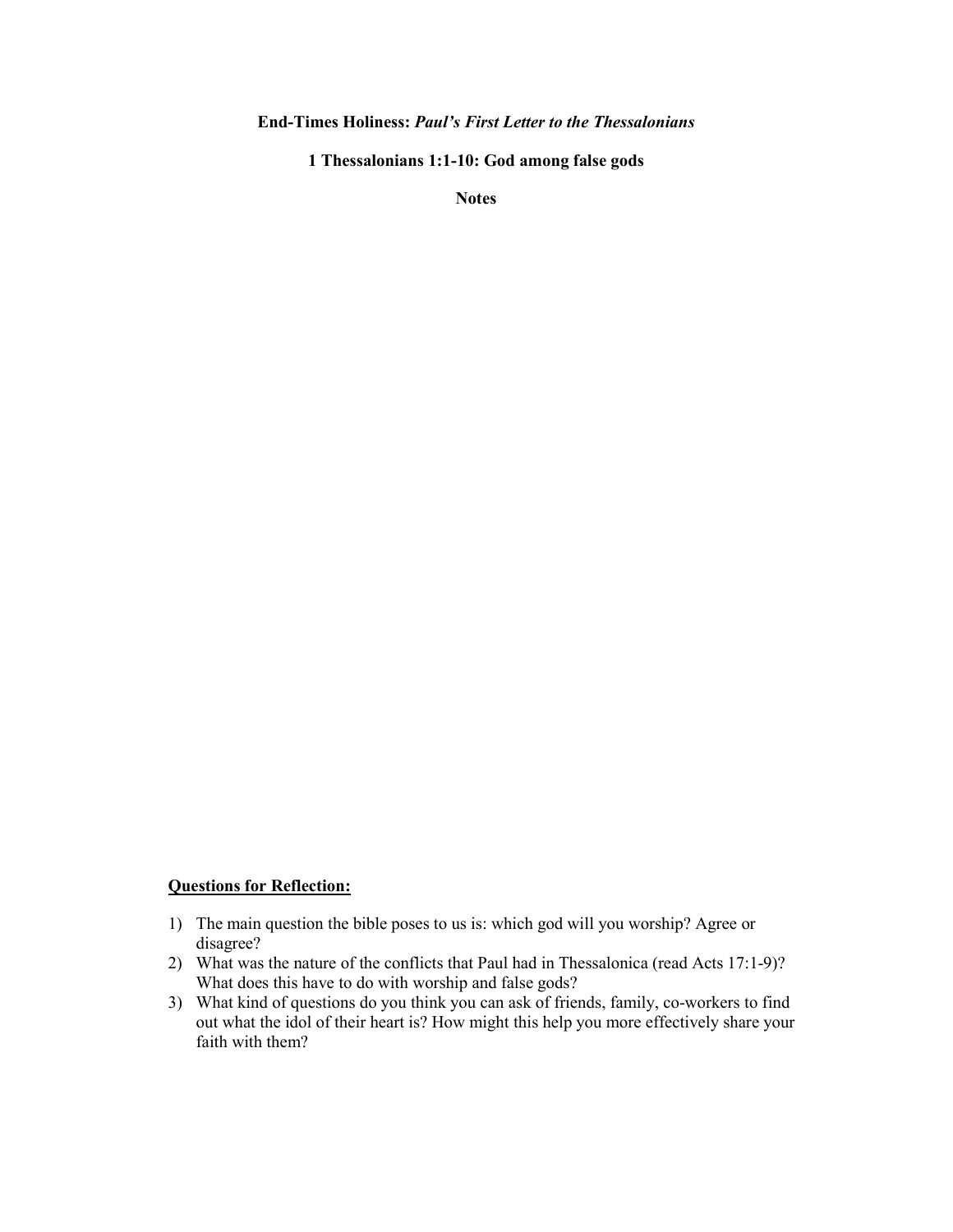**End-Times Holiness:** ***Paul's First Letter to the Thessalonians***

**1 Thessalonians 1:1-10: God among false gods**

**Notes**

**Questions for Reflection:**

1) The main question the bible poses to us is: which god will you worship? Agree or disagree?
2) What was the nature of the conflicts that Paul had in Thessalonica (read Acts 17:1-9)? What does this have to do with worship and false gods?
3) What kind of questions do you think you can ask of friends, family, co-workers to find out what the idol of their heart is? How might this help you more effectively share your faith with them?